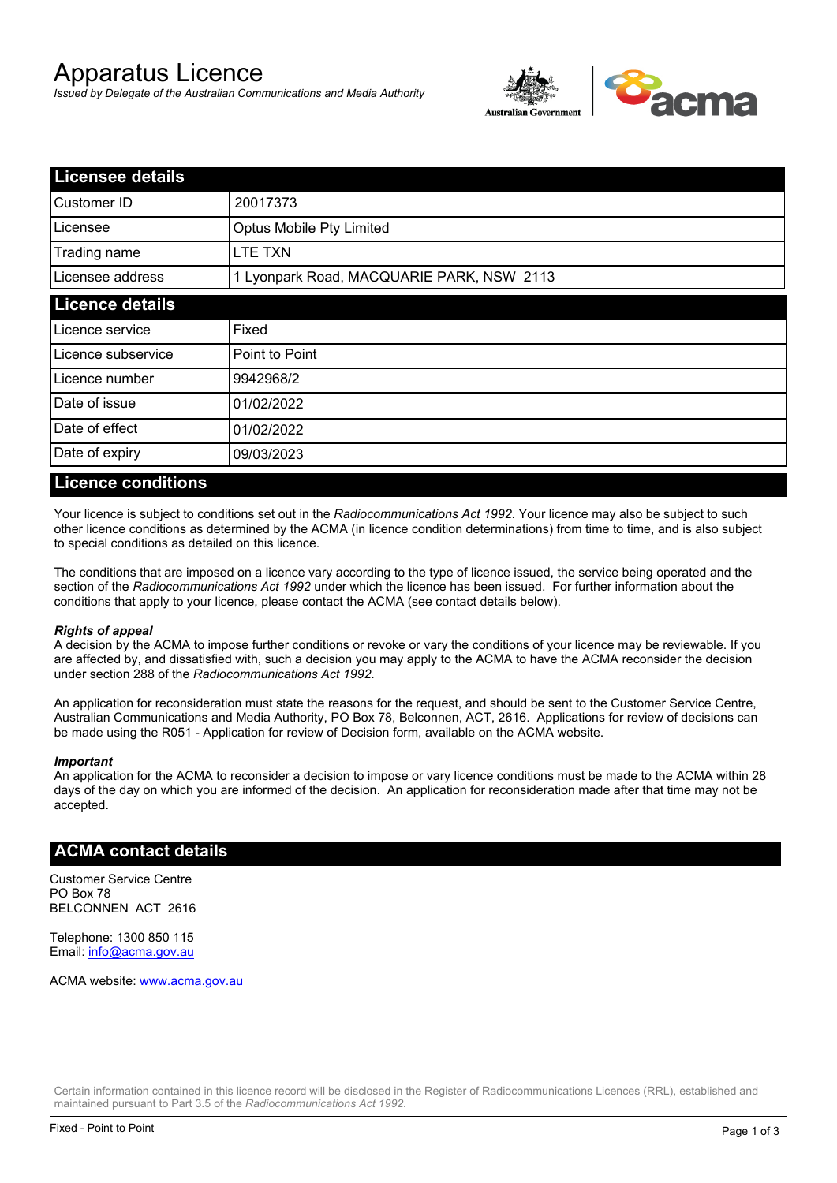# Apparatus Licence

*Issued by Delegate of the Australian Communications and Media Authority*

## Licensee details

| | |
|---|---|
| Customer ID | 20017373 |
| Licensee | Optus Mobile Pty Limited |
| Trading name | LTE TXN |
| Licensee address | 1 Lyonpark Road, MACQUARIE PARK, NSW 2113 |

## Licence details

| | |
|---|---|
| Licence service | Fixed |
| Licence subservice | Point to Point |
| Licence number | 9942968/2 |
| Date of issue | 01/02/2022 |
| Date of effect | 01/02/2022 |
| Date of expiry | 09/03/2023 |

## Licence conditions

Your licence is subject to conditions set out in the *Radiocommunications Act 1992*. Your licence may also be subject to such other licence conditions as determined by the ACMA (in licence condition determinations) from time to time, and is also subject to special conditions as detailed on this licence.

The conditions that are imposed on a licence vary according to the type of licence issued, the service being operated and the section of the *Radiocommunications Act 1992* under which the licence has been issued. For further information about the conditions that apply to your licence, please contact the ACMA (see contact details below).

***Rights of appeal***

A decision by the ACMA to impose further conditions or revoke or vary the conditions of your licence may be reviewable. If you are affected by, and dissatisfied with, such a decision you may apply to the ACMA to have the ACMA reconsider the decision under section 288 of the *Radiocommunications Act 1992*.

An application for reconsideration must state the reasons for the request, and should be sent to the Customer Service Centre, Australian Communications and Media Authority, PO Box 78, Belconnen, ACT, 2616. Applications for review of decisions can be made using the R051 - Application for review of Decision form, available on the ACMA website.

***Important***

An application for the ACMA to reconsider a decision to impose or vary licence conditions must be made to the ACMA within 28 days of the day on which you are informed of the decision. An application for reconsideration made after that time may not be accepted.

## ACMA contact details

Customer Service Centre
PO Box 78
BELCONNEN ACT 2616

Telephone: 1300 850 115
Email: info@acma.gov.au

ACMA website: www.acma.gov.au

Certain information contained in this licence record will be disclosed in the Register of Radiocommunications Licences (RRL), established and maintained pursuant to Part 3.5 of the *Radiocommunications Act 1992.*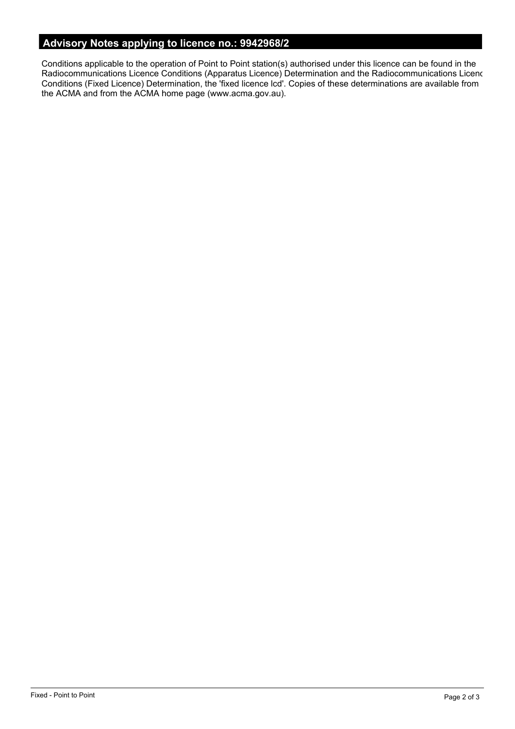## Advisory Notes applying to licence no.: 9942968/2

Conditions applicable to the operation of Point to Point station(s) authorised under this licence can be found in the Radiocommunications Licence Conditions (Apparatus Licence) Determination and the Radiocommunications Licenc Conditions (Fixed Licence) Determination, the 'fixed licence lcd'. Copies of these determinations are available from the ACMA and from the ACMA home page (www.acma.gov.au).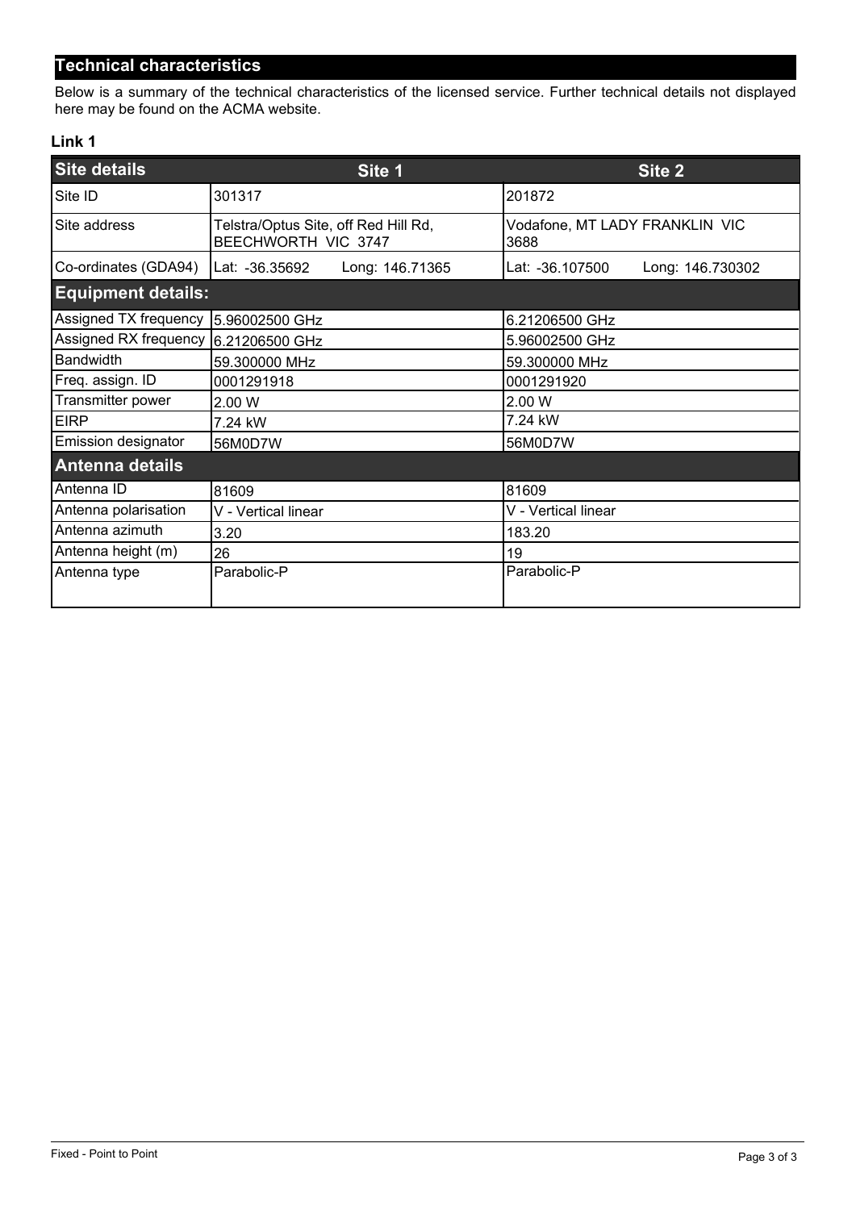## Technical characteristics

Below is a summary of the technical characteristics of the licensed service. Further technical details not displayed here may be found on the ACMA website.

### Link 1

| Site details | Site 1 | Site 2 |
|---|---|---|
| Site ID | 301317 | 201872 |
| Site address | Telstra/Optus Site, off Red Hill Rd, BEECHWORTH VIC 3747 | Vodafone, MT LADY FRANKLIN VIC 3688 |
| Co-ordinates (GDA94) | Lat: -36.35692 Long: 146.71365 | Lat: -36.107500 Long: 146.730302 |
| **Equipment details:** | | |
| Assigned TX frequency | 5.96002500 GHz | 6.21206500 GHz |
| Assigned RX frequency | 6.21206500 GHz | 5.96002500 GHz |
| Bandwidth | 59.300000 MHz | 59.300000 MHz |
| Freq. assign. ID | 0001291918 | 0001291920 |
| Transmitter power | 2.00 W | 2.00 W |
| EIRP | 7.24 kW | 7.24 kW |
| Emission designator | 56M0D7W | 56M0D7W |
| **Antenna details** | | |
| Antenna ID | 81609 | 81609 |
| Antenna polarisation | V - Vertical linear | V - Vertical linear |
| Antenna azimuth | 3.20 | 183.20 |
| Antenna height (m) | 26 | 19 |
| Antenna type | Parabolic-P | Parabolic-P |

Fixed - Point to Point